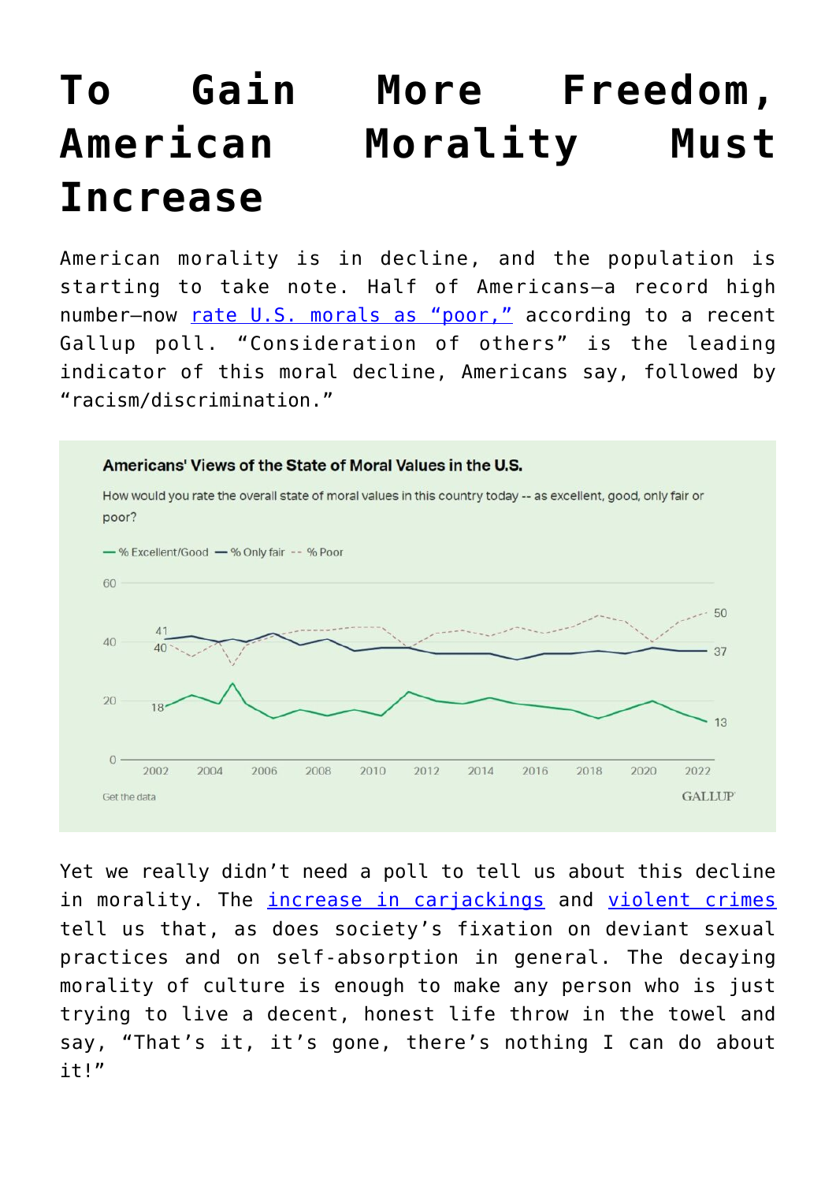# To Gain More Freedom, American Morality Must Increase

American morality is in decline, and the population is starting to take note. Half of Americans—a record high number—now [rate U.S. morals as "poor,"](#) according to a recent Gallup poll. "Consideration of others" is the leading indicator of this moral decline, Americans say, followed by "racism/discrimination."

**Americans' Views of the State of Moral Values in the U.S.**

How would you rate the overall state of moral values in this country today -- as excellent, good, only fair or poor?

— % Excellent/Good — % Only fair -- % Poor

Get the data

GALLUP

Yet we really didn't need a poll to tell us about this decline in morality. The [increase in carjackings](#) and [violent crimes](#) tell us that, as does society's fixation on deviant sexual practices and on self-absorption in general. The decaying morality of culture is enough to make any person who is just trying to live a decent, honest life throw in the towel and say, "That's it, it's gone, there's nothing I can do about it!"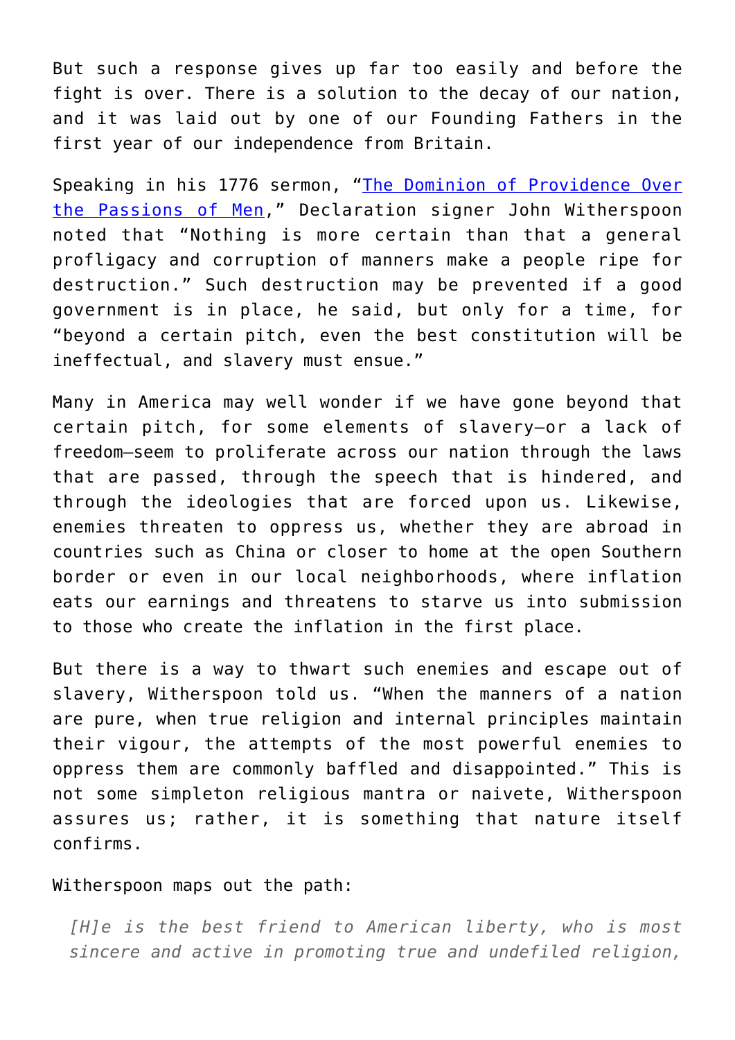But such a response gives up far too easily and before the fight is over. There is a solution to the decay of our nation, and it was laid out by one of our Founding Fathers in the first year of our independence from Britain.

Speaking in his 1776 sermon, "[The Dominion of Providence Over the Passions of Men](#)," Declaration signer John Witherspoon noted that "Nothing is more certain than that a general profligacy and corruption of manners make a people ripe for destruction." Such destruction may be prevented if a good government is in place, he said, but only for a time, for "beyond a certain pitch, even the best constitution will be ineffectual, and slavery must ensue."

Many in America may well wonder if we have gone beyond that certain pitch, for some elements of slavery—or a lack of freedom—seem to proliferate across our nation through the laws that are passed, through the speech that is hindered, and through the ideologies that are forced upon us. Likewise, enemies threaten to oppress us, whether they are abroad in countries such as China or closer to home at the open Southern border or even in our local neighborhoods, where inflation eats our earnings and threatens to starve us into submission to those who create the inflation in the first place.

But there is a way to thwart such enemies and escape out of slavery, Witherspoon told us. "When the manners of a nation are pure, when true religion and internal principles maintain their vigour, the attempts of the most powerful enemies to oppress them are commonly baffled and disappointed." This is not some simpleton religious mantra or naivete, Witherspoon assures us; rather, it is something that nature itself confirms.

Witherspoon maps out the path:

> *[H]e is the best friend to American liberty, who is most sincere and active in promoting true and undefiled religion,*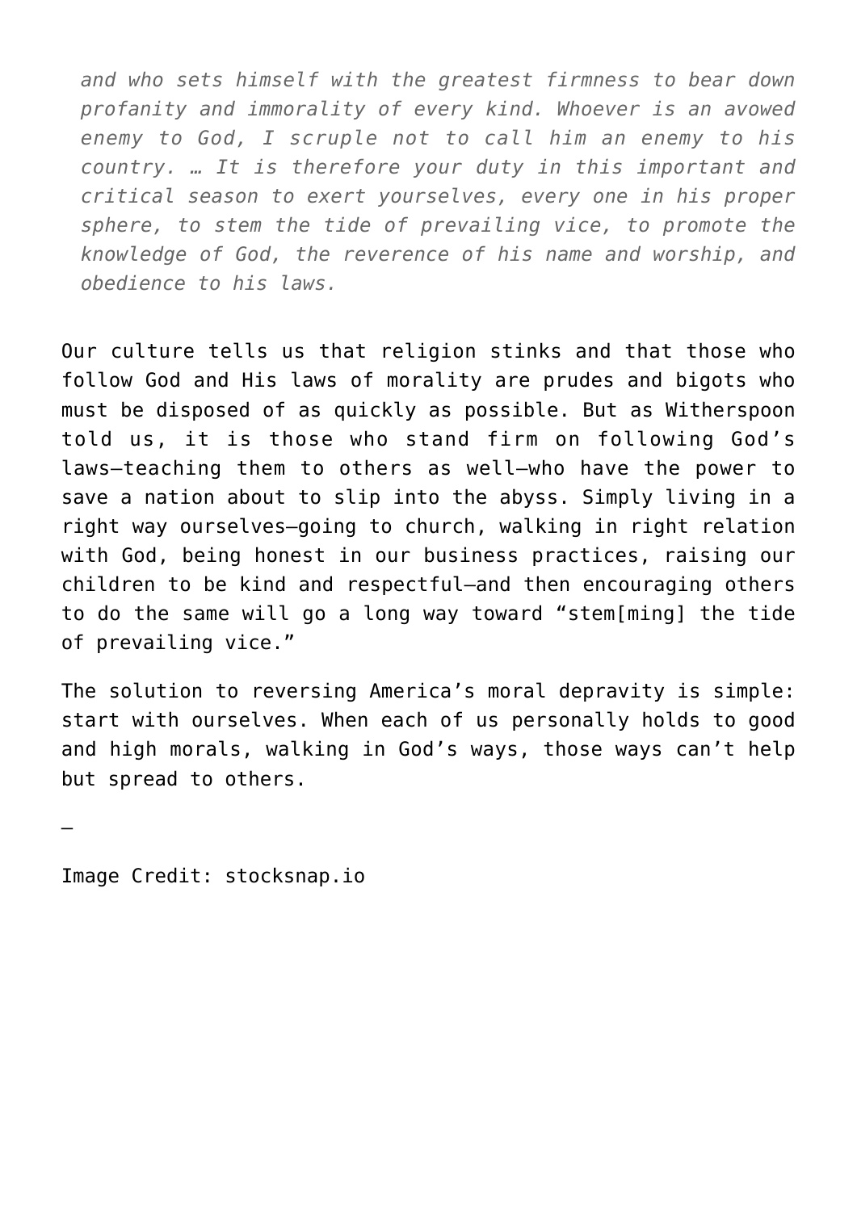> *and who sets himself with the greatest firmness to bear down profanity and immorality of every kind. Whoever is an avowed enemy to God, I scruple not to call him an enemy to his country. … It is therefore your duty in this important and critical season to exert yourselves, every one in his proper sphere, to stem the tide of prevailing vice, to promote the knowledge of God, the reverence of his name and worship, and obedience to his laws.*

Our culture tells us that religion stinks and that those who follow God and His laws of morality are prudes and bigots who must be disposed of as quickly as possible. But as Witherspoon told us, it is those who stand firm on following God's laws—teaching them to others as well—who have the power to save a nation about to slip into the abyss. Simply living in a right way ourselves—going to church, walking in right relation with God, being honest in our business practices, raising our children to be kind and respectful—and then encouraging others to do the same will go a long way toward "stem[ming] the tide of prevailing vice."

The solution to reversing America's moral depravity is simple: start with ourselves. When each of us personally holds to good and high morals, walking in God's ways, those ways can't help but spread to others.

—

Image Credit: stocksnap.io